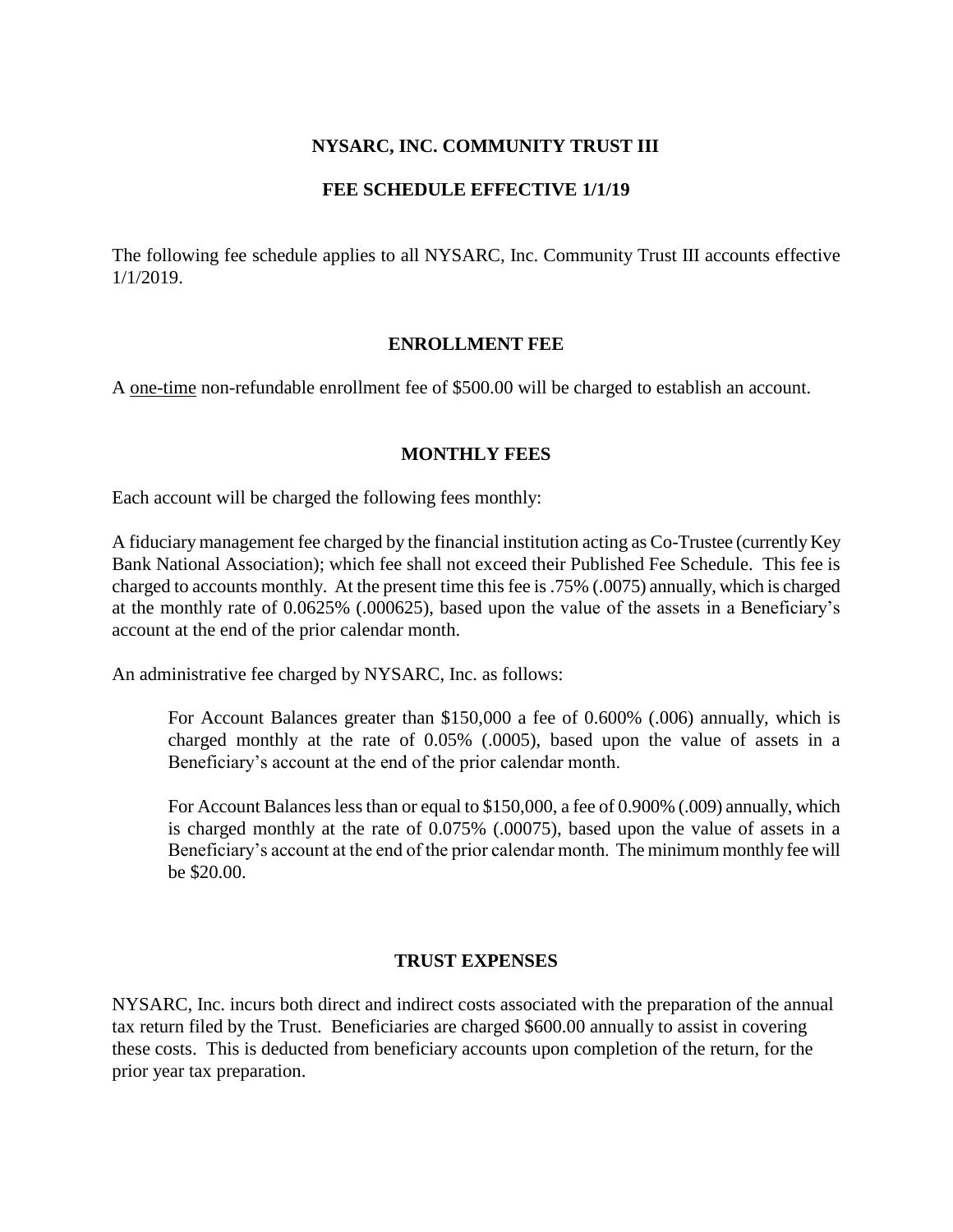# NYSARC, INC. COMMUNITY TRUST III

## FEE SCHEDULE EFFECTIVE 1/1/19

The following fee schedule applies to all NYSARC, Inc. Community Trust III accounts effective 1/1/2019.

### ENROLLMENT FEE

A one-time non-refundable enrollment fee of $500.00 will be charged to establish an account.

### MONTHLY FEES

Each account will be charged the following fees monthly:

A fiduciary management fee charged by the financial institution acting as Co-Trustee (currently Key Bank National Association); which fee shall not exceed their Published Fee Schedule. This fee is charged to accounts monthly. At the present time this fee is .75% (.0075) annually, which is charged at the monthly rate of 0.0625% (.000625), based upon the value of the assets in a Beneficiary's account at the end of the prior calendar month.

An administrative fee charged by NYSARC, Inc. as follows:

> For Account Balances greater than $150,000 a fee of 0.600% (.006) annually, which is charged monthly at the rate of 0.05% (.0005), based upon the value of assets in a Beneficiary's account at the end of the prior calendar month.
>
> For Account Balances less than or equal to $150,000, a fee of 0.900% (.009) annually, which is charged monthly at the rate of 0.075% (.00075), based upon the value of assets in a Beneficiary's account at the end of the prior calendar month. The minimum monthly fee will be $20.00.

### TRUST EXPENSES

NYSARC, Inc. incurs both direct and indirect costs associated with the preparation of the annual tax return filed by the Trust. Beneficiaries are charged $600.00 annually to assist in covering these costs. This is deducted from beneficiary accounts upon completion of the return, for the prior year tax preparation.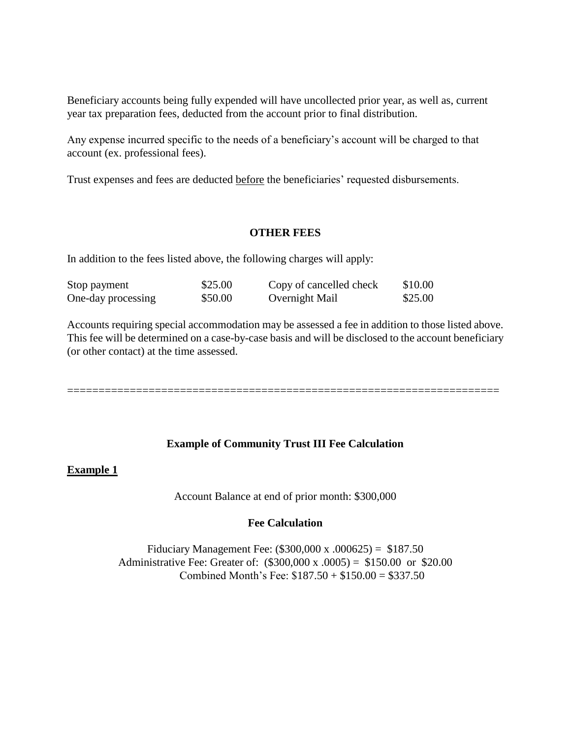Beneficiary accounts being fully expended will have uncollected prior year, as well as, current year tax preparation fees, deducted from the account prior to final distribution.

Any expense incurred specific to the needs of a beneficiary's account will be charged to that account (ex. professional fees).

Trust expenses and fees are deducted <u>before</u> the beneficiaries' requested disbursements.

**OTHER FEES**

In addition to the fees listed above, the following charges will apply:

| | | | |
|---|---|---|---|
| Stop payment | $25.00 | Copy of cancelled check | $10.00 |
| One-day processing | $50.00 | Overnight Mail | $25.00 |

Accounts requiring special accommodation may be assessed a fee in addition to those listed above. This fee will be determined on a case-by-case basis and will be disclosed to the account beneficiary (or other contact) at the time assessed.

==================================================================

**Example of Community Trust III Fee Calculation**

**<u>Example 1</u>**

Account Balance at end of prior month: $300,000

**Fee Calculation**

Fiduciary Management Fee: ($300,000 x .000625) = $187.50

Administrative Fee: Greater of: ($300,000 x .0005) = $150.00 or $20.00

Combined Month's Fee: $187.50 + $150.00 = $337.50